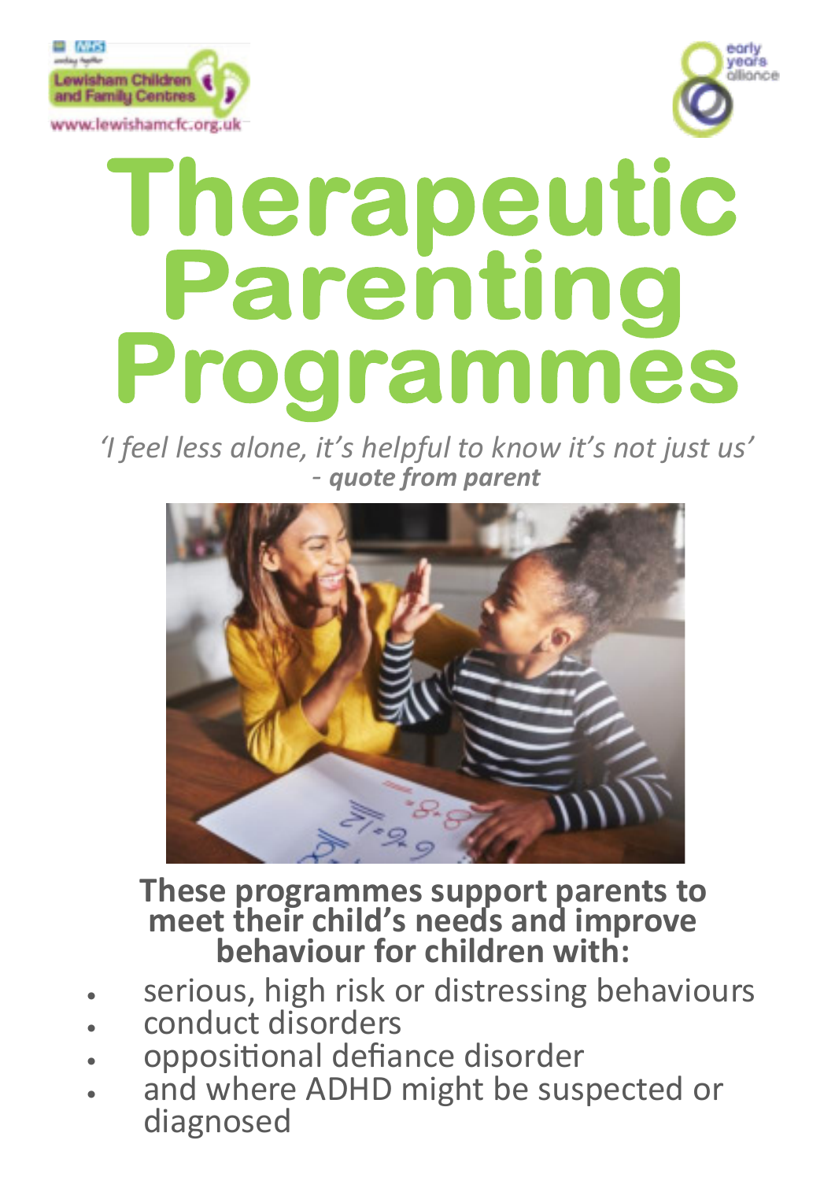Lewisham Children and Family Centres

www.lewishamcfc.org.uk

early years alliance

# Therapeutic Parenting Programmes

*'I feel less alone, it's helpful to know it's not just us'*
- ***quote from parent***

**These programmes support parents to meet their child's needs and improve behaviour for children with:**

- serious, high risk or distressing behaviours
- conduct disorders
- oppositional defiance disorder
- and where ADHD might be suspected or diagnosed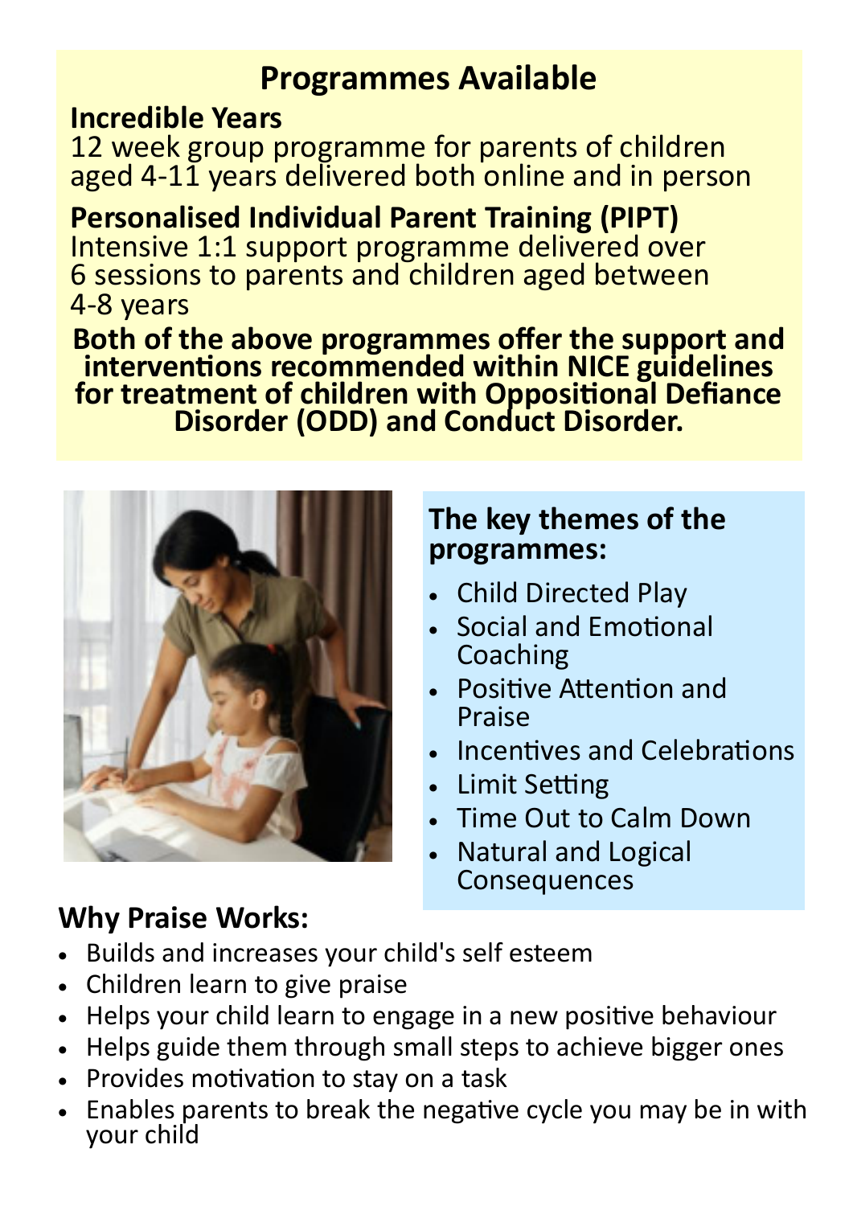## Programmes Available

**Incredible Years**

12 week group programme for parents of children aged 4-11 years delivered both online and in person

**Personalised Individual Parent Training (PIPT)**

Intensive 1:1 support programme delivered over 6 sessions to parents and children aged between 4-8 years

**Both of the above programmes offer the support and interventions recommended within NICE guidelines for treatment of children with Oppositional Defiance Disorder (ODD) and Conduct Disorder.**

### The key themes of the programmes:

- Child Directed Play
- Social and Emotional Coaching
- Positive Attention and Praise
- Incentives and Celebrations
- Limit Setting
- Time Out to Calm Down
- Natural and Logical Consequences

### Why Praise Works:

- Builds and increases your child's self esteem
- Children learn to give praise
- Helps your child learn to engage in a new positive behaviour
- Helps guide them through small steps to achieve bigger ones
- Provides motivation to stay on a task
- Enables parents to break the negative cycle you may be in with your child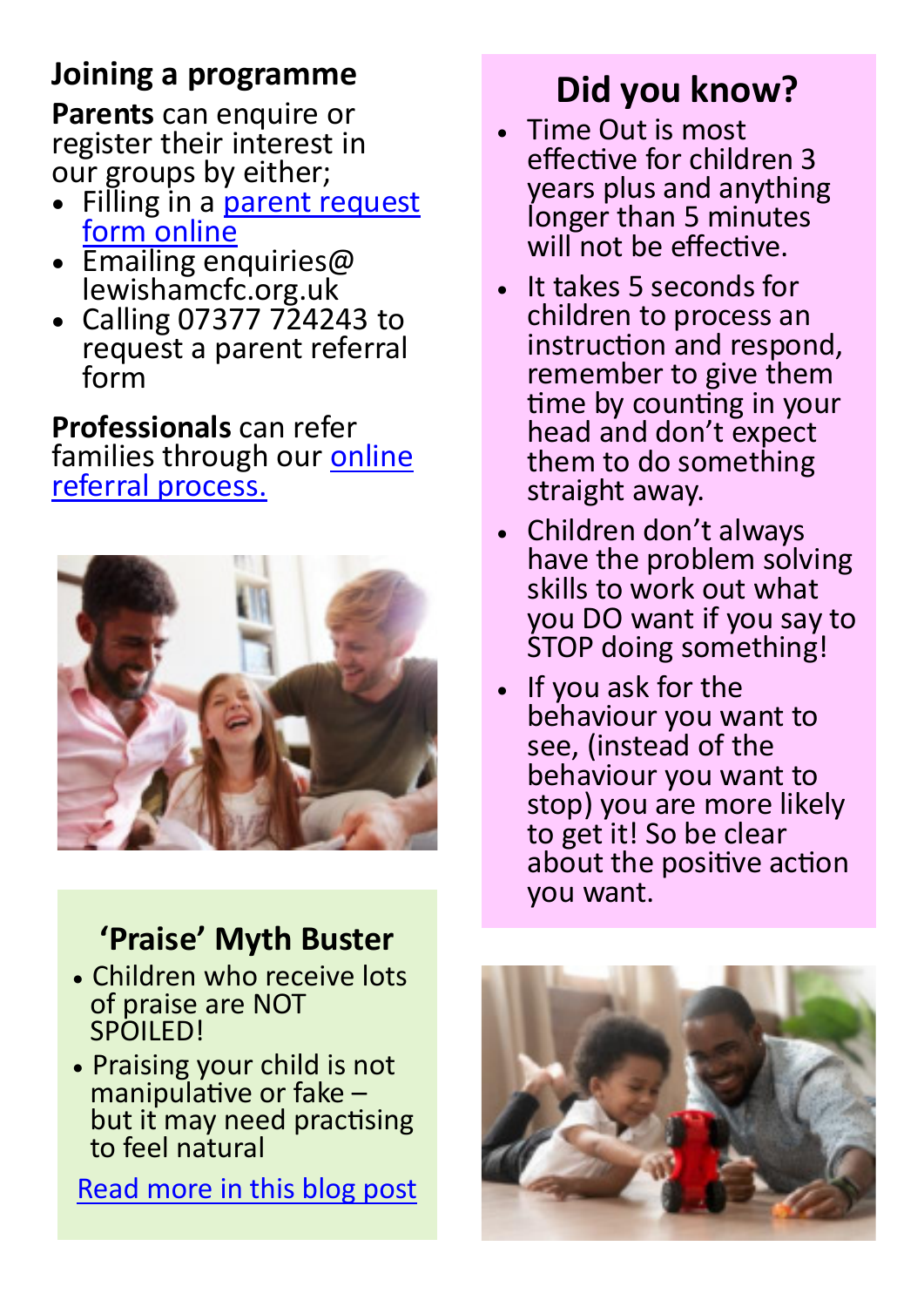## Joining a programme

**Parents** can enquire or register their interest in our groups by either;

- Filling in a parent request form online
- Emailing enquiries@lewishamcfc.org.uk
- Calling 07377 724243 to request a parent referral form

**Professionals** can refer families through our online referral process.

## 'Praise' Myth Buster

- Children who receive lots of praise are NOT SPOILED!
- Praising your child is not manipulative or fake – but it may need practising to feel natural

Read more in this blog post

## Did you know?

- Time Out is most effective for children 3 years plus and anything longer than 5 minutes will not be effective.
- It takes 5 seconds for children to process an instruction and respond, remember to give them time by counting in your head and don't expect them to do something straight away.
- Children don't always have the problem solving skills to work out what you DO want if you say to STOP doing something!
- If you ask for the behaviour you want to see, (instead of the behaviour you want to stop) you are more likely to get it! So be clear about the positive action you want.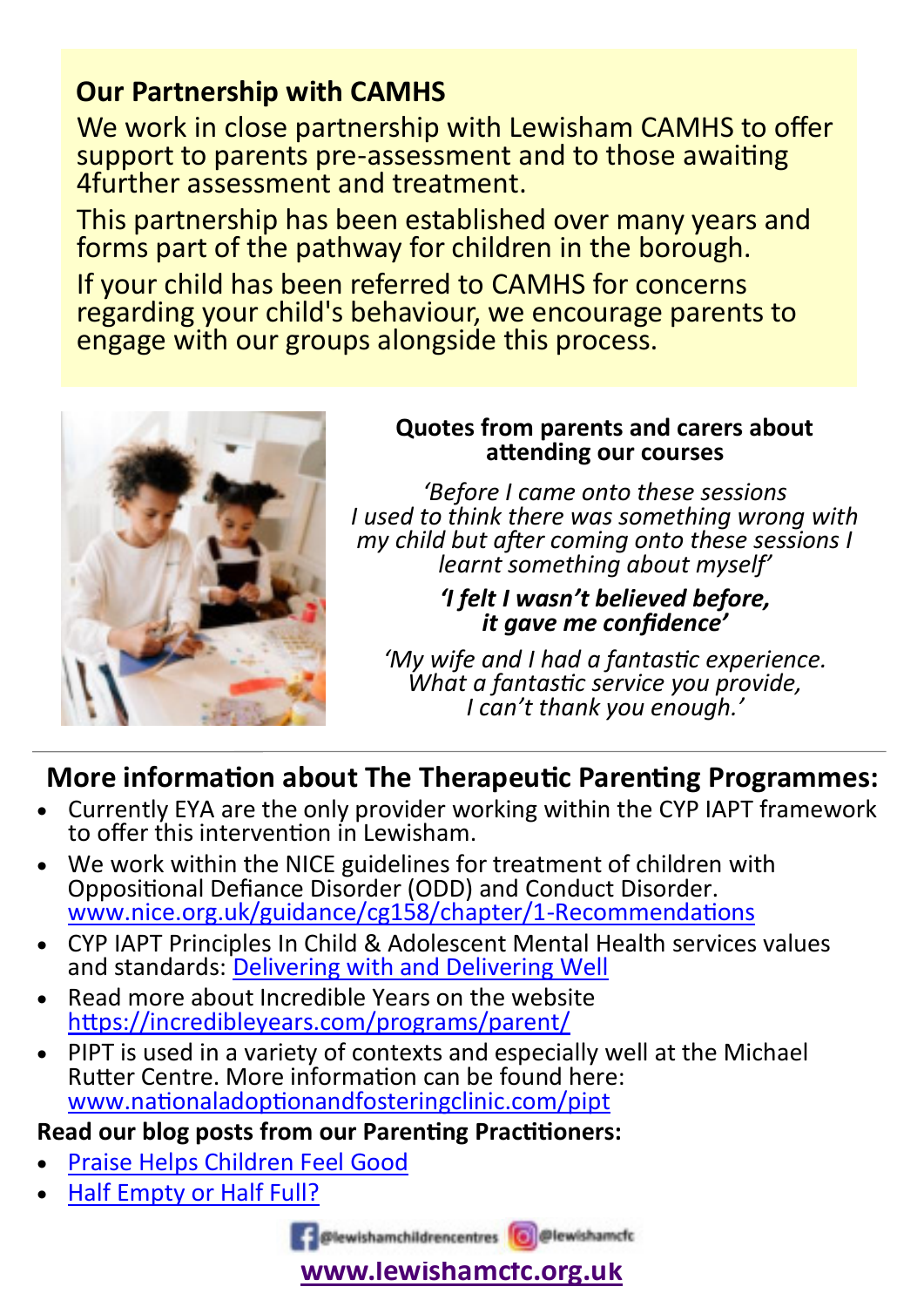## Our Partnership with CAMHS

We work in close partnership with Lewisham CAMHS to offer support to parents pre-assessment and to those awaiting 4further assessment and treatment.

This partnership has been established over many years and forms part of the pathway for children in the borough.

If your child has been referred to CAMHS for concerns regarding your child's behaviour, we encourage parents to engage with our groups alongside this process.

**Quotes from parents and carers about attending our courses**

*'Before I came onto these sessions I used to think there was something wrong with my child but after coming onto these sessions I learnt something about myself'*

***'I felt I wasn't believed before, it gave me confidence'***

*'My wife and I had a fantastic experience. What a fantastic service you provide, I can't thank you enough.'*

## More information about The Therapeutic Parenting Programmes:

- Currently EYA are the only provider working within the CYP IAPT framework to offer this intervention in Lewisham.
- We work within the NICE guidelines for treatment of children with Oppositional Defiance Disorder (ODD) and Conduct Disorder. www.nice.org.uk/guidance/cg158/chapter/1-Recommendations
- CYP IAPT Principles In Child & Adolescent Mental Health services values and standards: Delivering with and Delivering Well
- Read more about Incredible Years on the website https://incredibleyears.com/programs/parent/
- PIPT is used in a variety of contexts and especially well at the Michael Rutter Centre. More information can be found here: www.nationaladoptionandfosteringclinic.com/pipt

**Read our blog posts from our Parenting Practitioners:**

- Praise Helps Children Feel Good
- Half Empty or Half Full?

@lewishamchildrencentres @lewishamctc

**www.lewishamctc.org.uk**